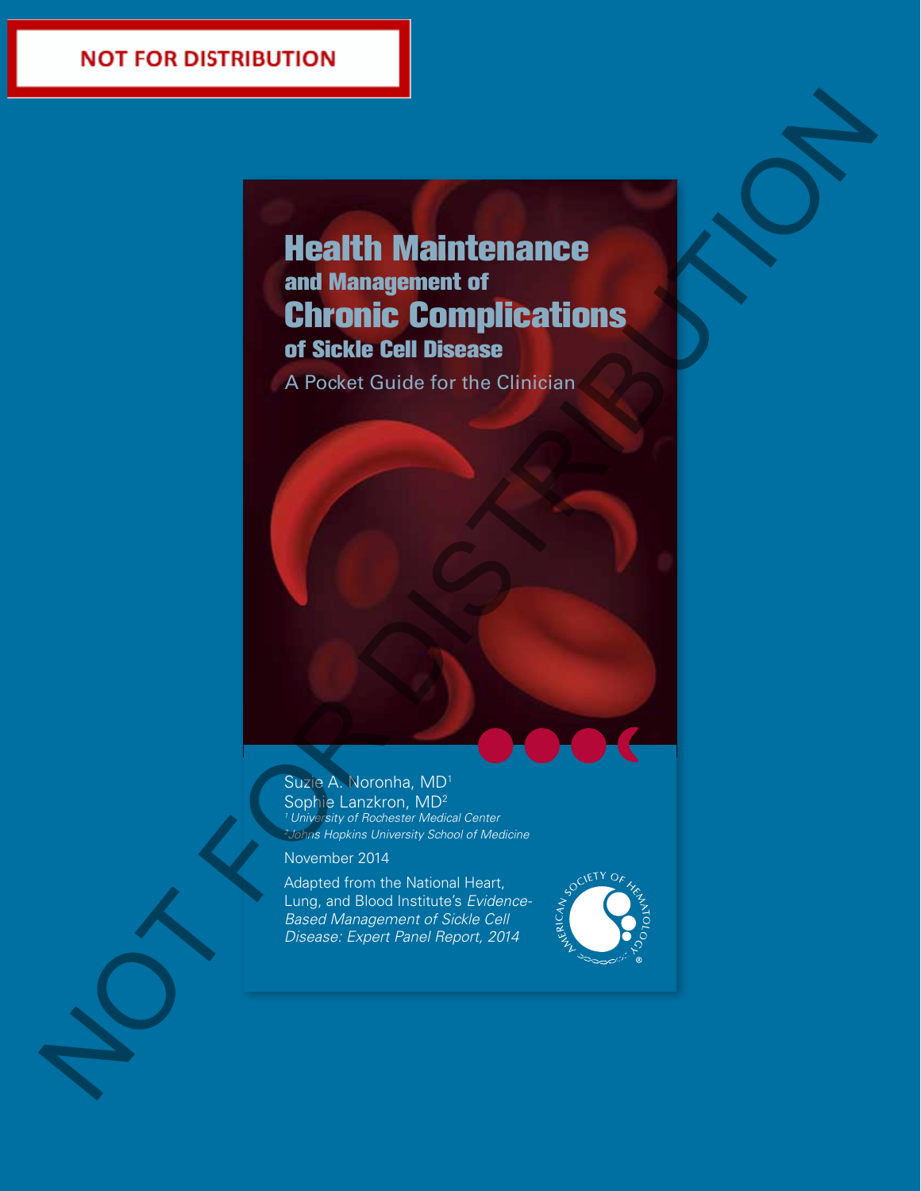NOT FOR DISTRIBUTION

# Health Maintenance

## and Management of

# Chronic Complications

## of Sickle Cell Disease

A Pocket Guide for the Clinician

Suzie A. Noronha, MD[1]
Sophie Lanzkron, MD[2]
*[1] University of Rochester Medical Center*
*[2] Johns Hopkins University School of Medicine*

November 2014

Adapted from the National Heart, Lung, and Blood Institute's *Evidence-Based Management of Sickle Cell Disease: Expert Panel Report, 2014*

AMERICAN SOCIETY OF HEMATOLOGY®

NOT FOR DISTRIBUTION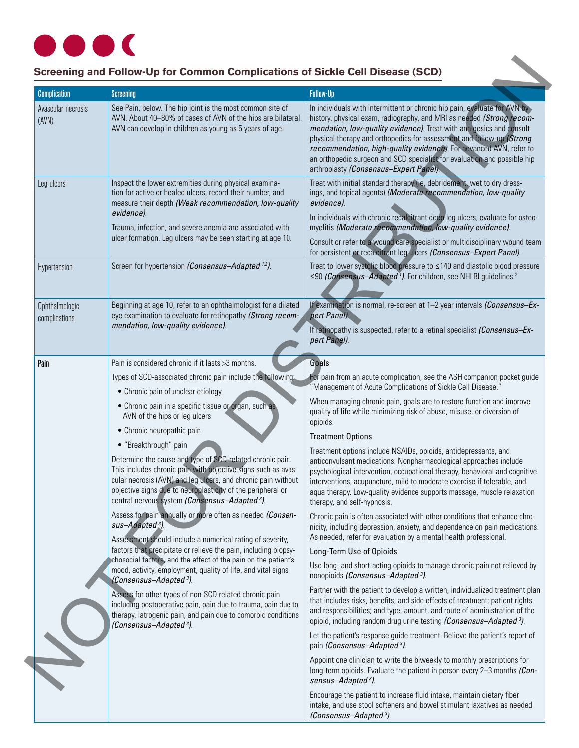## Screening and Follow-Up for Common Complications of Sickle Cell Disease (SCD)

| Complication | Screening | Follow-Up |
|---|---|---|
| Avascular necrosis (AVN) | See Pain, below. The hip joint is the most common site of AVN. About 40–80% of cases of AVN of the hips are bilateral. AVN can develop in children as young as 5 years of age. | In individuals with intermittent or chronic hip pain, evaluate for AVN by history, physical exam, radiography, and MRI as needed *(Strong recommendation, low-quality evidence)*. Treat with analgesics and consult physical therapy and orthopedics for assessment and follow-up *(Strong recommendation, high-quality evidence)*. For advanced AVN, refer to an orthopedic surgeon and SCD specialist for evaluation and possible hip arthroplasty *(Consensus–Expert Panel)*. |
| Leg ulcers | Inspect the lower extremities during physical examination for active or healed ulcers, record their number, and measure their depth *(Weak recommendation, low-quality evidence)*.<br><br>Trauma, infection, and severe anemia are associated with ulcer formation. Leg ulcers may be seen starting at age 10. | Treat with initial standard therapy (ie, debridement, wet to dry dressings, and topical agents) *(Moderate recommendation, low-quality evidence)*.<br><br>In individuals with chronic recalcitrant deep leg ulcers, evaluate for osteomyelitis *(Moderate recommendation, low-quality evidence)*.<br><br>Consult or refer to a wound care specialist or multidisciplinary wound team for persistent or recalcitrant leg ulcers *(Consensus–Expert Panel)*. |
| Hypertension | Screen for hypertension *(Consensus–Adapted [1,2])*. | Treat to lower systolic blood pressure to ≤140 and diastolic blood pressure ≤90 *(Consensus–Adapted [1])*. For children, see NHLBI guidelines.[2] |
| Ophthalmologic complications | Beginning at age 10, refer to an ophthalmologist for a dilated eye examination to evaluate for retinopathy *(Strong recommendation, low-quality evidence)*. | If examination is normal, re-screen at 1–2 year intervals *(Consensus–Expert Panel)*.<br><br>If retinopathy is suspected, refer to a retinal specialist *(Consensus–Expert Panel)*. |
| **Pain** | Pain is considered chronic if it lasts >3 months.<br><br>Types of SCD-associated chronic pain include the following:<br>• Chronic pain of unclear etiology<br>• Chronic pain in a specific tissue or organ, such as AVN of the hips or leg ulcers<br>• Chronic neuropathic pain<br>• "Breakthrough" pain<br><br>Determine the cause and type of SCD-related chronic pain. This includes chronic pain with objective signs such as avascular necrosis (AVN) and leg ulcers, and chronic pain without objective signs due to neuroplasticity of the peripheral or central nervous system *(Consensus–Adapted [3])*.<br><br>Assess for pain annually or more often as needed *(Consensus–Adapted [3])*.<br><br>Assessment should include a numerical rating of severity, factors that precipitate or relieve the pain, including biopsychosocial factors, and the effect of the pain on the patient's mood, activity, employment, quality of life, and vital signs *(Consensus–Adapted [3])*.<br><br>Assess for other types of non-SCD related chronic pain including postoperative pain, pain due to trauma, pain due to therapy, iatrogenic pain, and pain due to comorbid conditions *(Consensus–Adapted [3])*. | **Goals**<br><br>For pain from an acute complication, see the ASH companion pocket guide "Management of Acute Complications of Sickle Cell Disease."<br><br>When managing chronic pain, goals are to restore function and improve quality of life while minimizing risk of abuse, misuse, or diversion of opioids.<br><br>**Treatment Options**<br><br>Treatment options include NSAIDs, opioids, antidepressants, and anticonvulsant medications. Nonpharmacological approaches include psychological intervention, occupational therapy, behavioral and cognitive interventions, acupuncture, mild to moderate exercise if tolerable, and aqua therapy. Low-quality evidence supports massage, muscle relaxation therapy, and self-hypnosis.<br><br>Chronic pain is often associated with other conditions that enhance chronicity, including depression, anxiety, and dependence on pain medications. As needed, refer for evaluation by a mental health professional.<br><br>**Long-Term Use of Opioids**<br><br>Use long- and short-acting opioids to manage chronic pain not relieved by nonopioids *(Consensus–Adapted [3])*.<br><br>Partner with the patient to develop a written, individualized treatment plan that includes risks, benefits, and side effects of treatment; patient rights and responsibilities; and type, amount, and route of administration of the opioid, including random drug urine testing *(Consensus–Adapted [3])*.<br><br>Let the patient's response guide treatment. Believe the patient's report of pain *(Consensus–Adapted [3])*.<br><br>Appoint one clinician to write the biweekly to monthly prescriptions for long-term opioids. Evaluate the patient in person every 2–3 months *(Consensus–Adapted [3])*.<br><br>Encourage the patient to increase fluid intake, maintain dietary fiber intake, and use stool softeners and bowel stimulant laxatives as needed *(Consensus–Adapted [3])*. |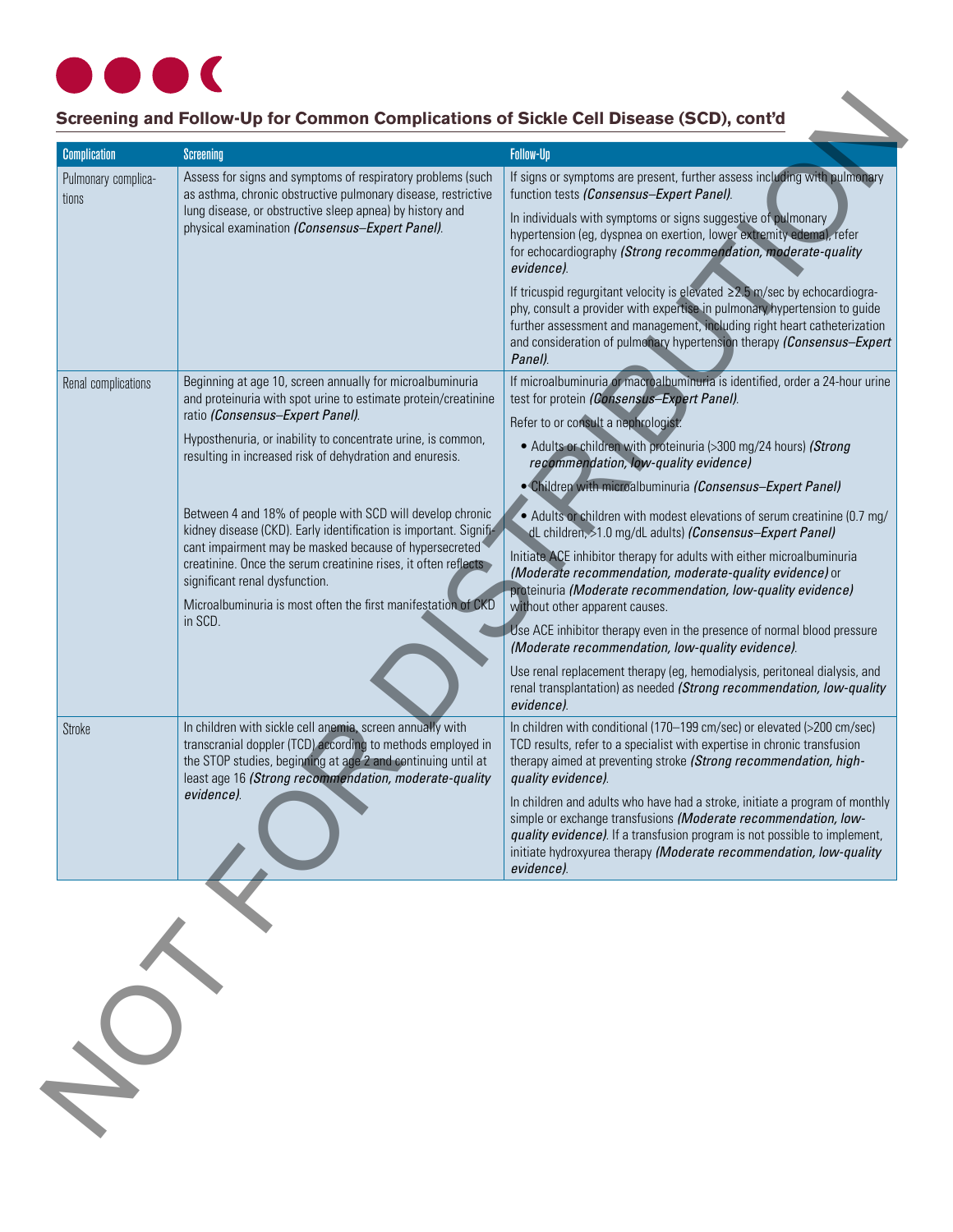## Screening and Follow-Up for Common Complications of Sickle Cell Disease (SCD), cont'd

| Complication | Screening | Follow-Up |
|---|---|---|
| Pulmonary complications | Assess for signs and symptoms of respiratory problems (such as asthma, chronic obstructive pulmonary disease, restrictive lung disease, or obstructive sleep apnea) by history and physical examination *(Consensus–Expert Panel)*. | If signs or symptoms are present, further assess including with pulmonary function tests *(Consensus–Expert Panel)*.<br><br>In individuals with symptoms or signs suggestive of pulmonary hypertension (eg, dyspnea on exertion, lower extremity edema), refer for echocardiography *(Strong recommendation, moderate-quality evidence)*.<br><br>If tricuspid regurgitant velocity is elevated ≥2.5 m/sec by echocardiography, consult a provider with expertise in pulmonary hypertension to guide further assessment and management, including right heart catheterization and consideration of pulmonary hypertension therapy *(Consensus–Expert Panel)*. |
| Renal complications | Beginning at age 10, screen annually for microalbuminuria and proteinuria with spot urine to estimate protein/creatinine ratio *(Consensus–Expert Panel)*.<br><br>Hyposthenuria, or inability to concentrate urine, is common, resulting in increased risk of dehydration and enuresis.<br><br>Between 4 and 18% of people with SCD will develop chronic kidney disease (CKD). Early identification is important. Significant impairment may be masked because of hypersecreted creatinine. Once the serum creatinine rises, it often reflects significant renal dysfunction.<br><br>Microalbuminuria is most often the first manifestation of CKD in SCD. | If microalbuminuria or macroalbuminuria is identified, order a 24-hour urine test for protein *(Consensus–Expert Panel)*.<br><br>Refer to or consult a nephrologist:<br>• Adults or children with proteinuria (>300 mg/24 hours) *(Strong recommendation, low-quality evidence)*<br>• Children with microalbuminuria *(Consensus–Expert Panel)*<br>• Adults or children with modest elevations of serum creatinine (0.7 mg/dL children, >1.0 mg/dL adults) *(Consensus–Expert Panel)*<br><br>Initiate ACE inhibitor therapy for adults with either microalbuminuria *(Moderate recommendation, moderate-quality evidence)* or proteinuria *(Moderate recommendation, low-quality evidence)* without other apparent causes.<br><br>Use ACE inhibitor therapy even in the presence of normal blood pressure *(Moderate recommendation, low-quality evidence)*.<br><br>Use renal replacement therapy (eg, hemodialysis, peritoneal dialysis, and renal transplantation) as needed *(Strong recommendation, low-quality evidence)*. |
| Stroke | In children with sickle cell anemia, screen annually with transcranial doppler (TCD) according to methods employed in the STOP studies, beginning at age 2 and continuing until at least age 16 *(Strong recommendation, moderate-quality evidence)*. | In children with conditional (170–199 cm/sec) or elevated (>200 cm/sec) TCD results, refer to a specialist with expertise in chronic transfusion therapy aimed at preventing stroke *(Strong recommendation, high-quality evidence)*.<br><br>In children and adults who have had a stroke, initiate a program of monthly simple or exchange transfusions *(Moderate recommendation, low-quality evidence)*. If a transfusion program is not possible to implement, initiate hydroxyurea therapy *(Moderate recommendation, low-quality evidence)*. |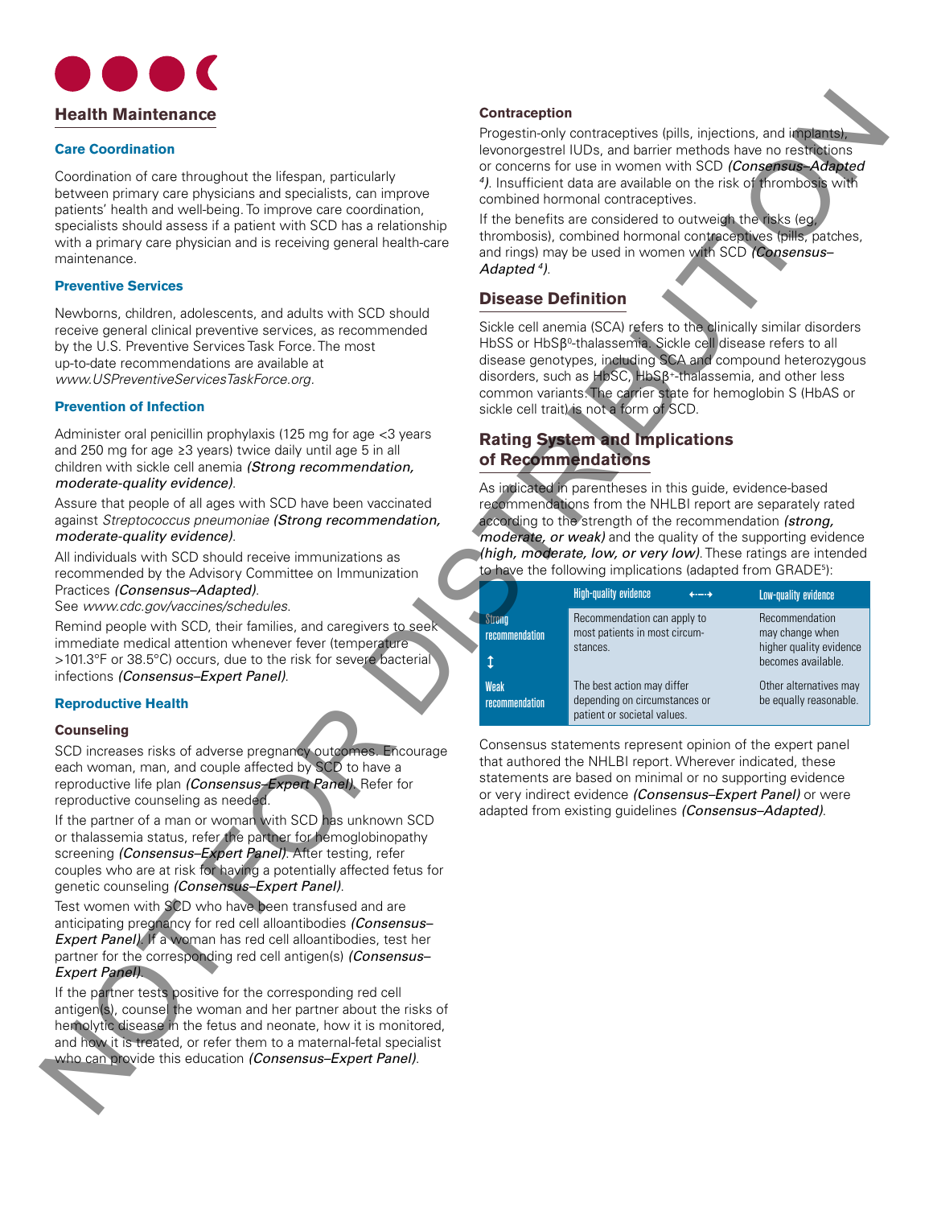## Health Maintenance

### Care Coordination

Coordination of care throughout the lifespan, particularly between primary care physicians and specialists, can improve patients' health and well-being. To improve care coordination, specialists should assess if a patient with SCD has a relationship with a primary care physician and is receiving general health-care maintenance.

### Preventive Services

Newborns, children, adolescents, and adults with SCD should receive general clinical preventive services, as recommended by the U.S. Preventive Services Task Force. The most up-to-date recommendations are available at *www.USPreventiveServicesTaskForce.org*.

### Prevention of Infection

Administer oral penicillin prophylaxis (125 mg for age <3 years and 250 mg for age ≥3 years) twice daily until age 5 in all children with sickle cell anemia *(Strong recommendation, moderate-quality evidence)*.

Assure that people of all ages with SCD have been vaccinated against *Streptococcus pneumoniae* *(Strong recommendation, moderate-quality evidence)*.

All individuals with SCD should receive immunizations as recommended by the Advisory Committee on Immunization Practices *(Consensus–Adapted)*.
See *www.cdc.gov/vaccines/schedules*.

Remind people with SCD, their families, and caregivers to seek immediate medical attention whenever fever (temperature >101.3°F or 38.5°C) occurs, due to the risk for severe bacterial infections *(Consensus–Expert Panel)*.

### Reproductive Health

#### Counseling

SCD increases risks of adverse pregnancy outcomes. Encourage each woman, man, and couple affected by SCD to have a reproductive life plan *(Consensus–Expert Panel)*. Refer for reproductive counseling as needed.

If the partner of a man or woman with SCD has unknown SCD or thalassemia status, refer the partner for hemoglobinopathy screening *(Consensus–Expert Panel)*. After testing, refer couples who are at risk for having a potentially affected fetus for genetic counseling *(Consensus–Expert Panel)*.

Test women with SCD who have been transfused and are anticipating pregnancy for red cell alloantibodies *(Consensus–Expert Panel)*. If a woman has red cell alloantibodies, test her partner for the corresponding red cell antigen(s) *(Consensus–Expert Panel)*.

If the partner tests positive for the corresponding red cell antigen(s), counsel the woman and her partner about the risks of hemolytic disease in the fetus and neonate, how it is monitored, and how it is treated, or refer them to a maternal-fetal specialist who can provide this education *(Consensus–Expert Panel)*.

#### Contraception

Progestin-only contraceptives (pills, injections, and implants), levonorgestrel IUDs, and barrier methods have no restrictions or concerns for use in women with SCD *(Consensus–Adapted [4])*. Insufficient data are available on the risk of thrombosis with combined hormonal contraceptives.

If the benefits are considered to outweigh the risks (eg, thrombosis), combined hormonal contraceptives (pills, patches, and rings) may be used in women with SCD *(Consensus–Adapted [4])*.

## Disease Definition

Sickle cell anemia (SCA) refers to the clinically similar disorders HbSS or HbSβ⁰-thalassemia. Sickle cell disease refers to all disease genotypes, including SCA and compound heterozygous disorders, such as HbSC, HbSβ⁺-thalassemia, and other less common variants. The carrier state for hemoglobin S (HbAS or sickle cell trait) is not a form of SCD.

## Rating System and Implications of Recommendations

As indicated in parentheses in this guide, evidence-based recommendations from the NHLBI report are separately rated according to the strength of the recommendation *(strong, moderate, or weak)* and the quality of the supporting evidence *(high, moderate, low, or very low)*. These ratings are intended to have the following implications (adapted from GRADE[5]):

| | High-quality evidence ←→ | Low-quality evidence |
|---|---|---|
| Strong recommendation ↕ | Recommendation can apply to most patients in most circumstances. | Recommendation may change when higher quality evidence becomes available. |
| Weak recommendation | The best action may differ depending on circumstances or patient or societal values. | Other alternatives may be equally reasonable. |

Consensus statements represent opinion of the expert panel that authored the NHLBI report. Wherever indicated, these statements are based on minimal or no supporting evidence or very indirect evidence *(Consensus–Expert Panel)* or were adapted from existing guidelines *(Consensus–Adapted)*.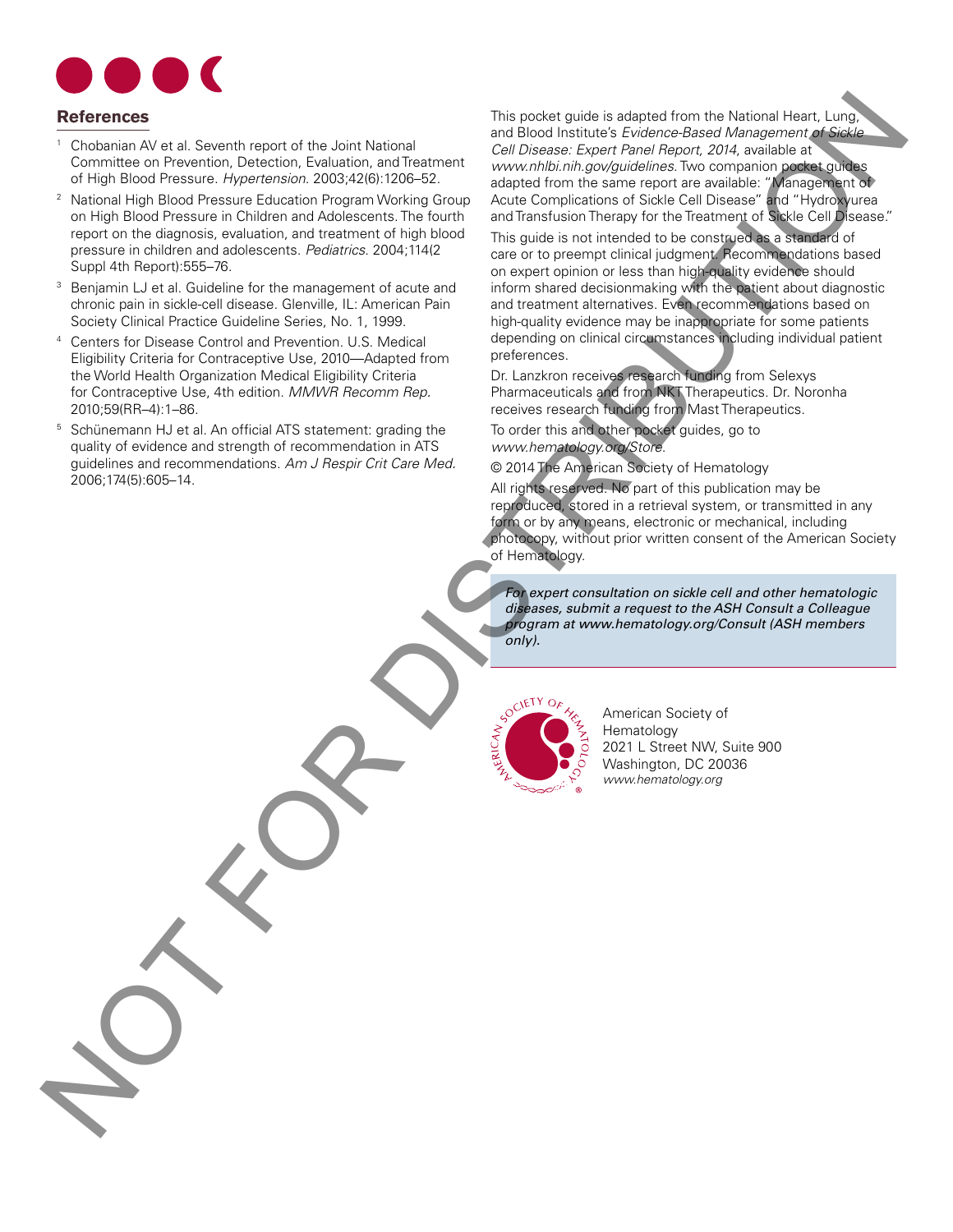## References

1. Chobanian AV et al. Seventh report of the Joint National Committee on Prevention, Detection, Evaluation, and Treatment of High Blood Pressure. *Hypertension*. 2003;42(6):1206–52.
2. National High Blood Pressure Education Program Working Group on High Blood Pressure in Children and Adolescents. The fourth report on the diagnosis, evaluation, and treatment of high blood pressure in children and adolescents. *Pediatrics*. 2004;114(2 Suppl 4th Report):555–76.
3. Benjamin LJ et al. Guideline for the management of acute and chronic pain in sickle-cell disease. Glenville, IL: American Pain Society Clinical Practice Guideline Series, No. 1, 1999.
4. Centers for Disease Control and Prevention. U.S. Medical Eligibility Criteria for Contraceptive Use, 2010—Adapted from the World Health Organization Medical Eligibility Criteria for Contraceptive Use, 4th edition. *MMWR Recomm Rep*. 2010;59(RR–4):1–86.
5. Schünemann HJ et al. An official ATS statement: grading the quality of evidence and strength of recommendation in ATS guidelines and recommendations. *Am J Respir Crit Care Med*. 2006;174(5):605–14.

This pocket guide is adapted from the National Heart, Lung, and Blood Institute's *Evidence-Based Management of Sickle Cell Disease: Expert Panel Report, 2014*, available at *www.nhlbi.nih.gov/guidelines*. Two companion pocket guides adapted from the same report are available: "Management of Acute Complications of Sickle Cell Disease" and "Hydroxyurea and Transfusion Therapy for the Treatment of Sickle Cell Disease."

This guide is not intended to be construed as a standard of care or to preempt clinical judgment. Recommendations based on expert opinion or less than high-quality evidence should inform shared decisionmaking with the patient about diagnostic and treatment alternatives. Even recommendations based on high-quality evidence may be inappropriate for some patients depending on clinical circumstances including individual patient preferences.

Dr. Lanzkron receives research funding from Selexys Pharmaceuticals and from NKT Therapeutics. Dr. Noronha receives research funding from Mast Therapeutics.

To order this and other pocket guides, go to *www.hematology.org/Store*.

© 2014 The American Society of Hematology

All rights reserved. No part of this publication may be reproduced, stored in a retrieval system, or transmitted in any form or by any means, electronic or mechanical, including photocopy, without prior written consent of the American Society of Hematology.

*For expert consultation on sickle cell and other hematologic diseases, submit a request to the ASH Consult a Colleague program at www.hematology.org/Consult (ASH members only).*

American Society of Hematology
2021 L Street NW, Suite 900
Washington, DC 20036
*www.hematology.org*

NOT FOR DISTRIBUTION